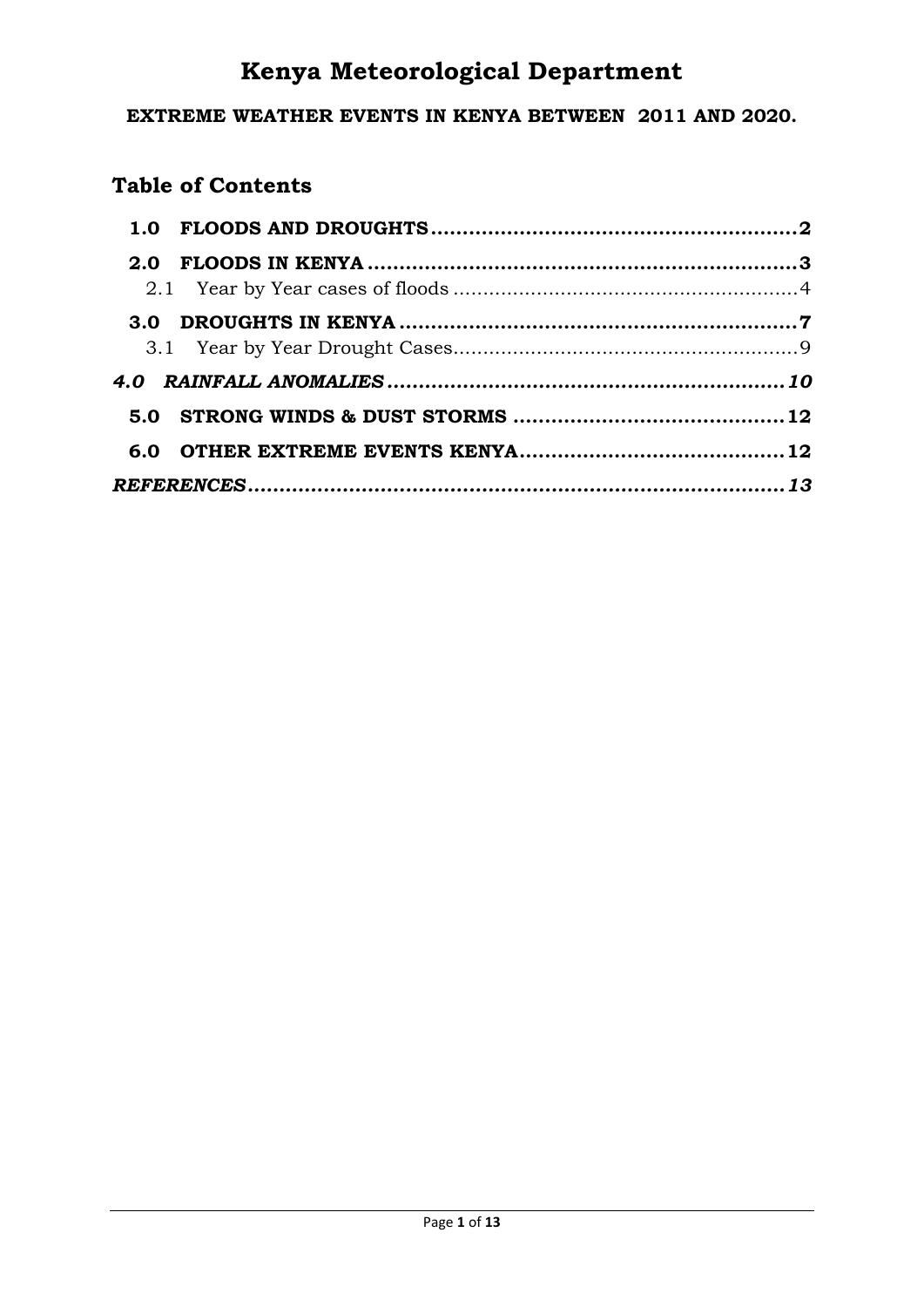# Kenya Meteorological Department

**EXTREME WEATHER EVENTS IN KENYA BETWEEN 2011 AND 2020.**

## Table of Contents

**1.0 FLOODS AND DROUGHTS** .......... **2**

**2.0 FLOODS IN KENYA** .......... **3**

2.1 Year by Year cases of floods .......... 4

**3.0 DROUGHTS IN KENYA** .......... **7**

3.1 Year by Year Drought Cases .......... 9

***4.0 RAINFALL ANOMALIES*** .......... ***10***

**5.0 STRONG WINDS & DUST STORMS** .......... **12**

**6.0 OTHER EXTREME EVENTS KENYA** .......... **12**

***REFERENCES*** .......... ***13***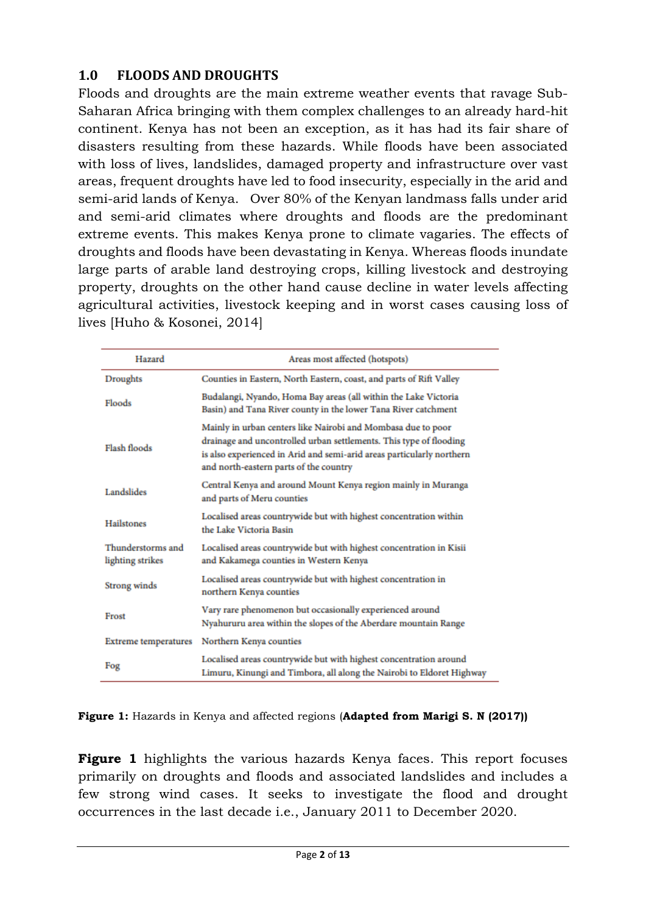## 1.0 FLOODS AND DROUGHTS

Floods and droughts are the main extreme weather events that ravage Sub-Saharan Africa bringing with them complex challenges to an already hard-hit continent. Kenya has not been an exception, as it has had its fair share of disasters resulting from these hazards. While floods have been associated with loss of lives, landslides, damaged property and infrastructure over vast areas, frequent droughts have led to food insecurity, especially in the arid and semi-arid lands of Kenya. Over 80% of the Kenyan landmass falls under arid and semi-arid climates where droughts and floods are the predominant extreme events. This makes Kenya prone to climate vagaries. The effects of droughts and floods have been devastating in Kenya. Whereas floods inundate large parts of arable land destroying crops, killing livestock and destroying property, droughts on the other hand cause decline in water levels affecting agricultural activities, livestock keeping and in worst cases causing loss of lives [Huho & Kosonei, 2014]

| Hazard | Areas most affected (hotspots) |
|---|---|
| Droughts | Counties in Eastern, North Eastern, coast, and parts of Rift Valley |
| Floods | Budalangi, Nyando, Homa Bay areas (all within the Lake Victoria Basin) and Tana River county in the lower Tana River catchment |
| Flash floods | Mainly in urban centers like Nairobi and Mombasa due to poor drainage and uncontrolled urban settlements. This type of flooding is also experienced in Arid and semi-arid areas particularly northern and north-eastern parts of the country |
| Landslides | Central Kenya and around Mount Kenya region mainly in Muranga and parts of Meru counties |
| Hailstones | Localised areas countrywide but with highest concentration within the Lake Victoria Basin |
| Thunderstorms and lighting strikes | Localised areas countrywide but with highest concentration in Kisii and Kakamega counties in Western Kenya |
| Strong winds | Localised areas countrywide but with highest concentration in northern Kenya counties |
| Frost | Vary rare phenomenon but occasionally experienced around Nyahururu area within the slopes of the Aberdare mountain Range |
| Extreme temperatures | Northern Kenya counties |
| Fog | Localised areas countrywide but with highest concentration around Limuru, Kinungi and Timbora, all along the Nairobi to Eldoret Highway |

**Figure 1:** Hazards in Kenya and affected regions (**Adapted from Marigi S. N (2017)**)

**Figure 1** highlights the various hazards Kenya faces. This report focuses primarily on droughts and floods and associated landslides and includes a few strong wind cases. It seeks to investigate the flood and drought occurrences in the last decade i.e., January 2011 to December 2020.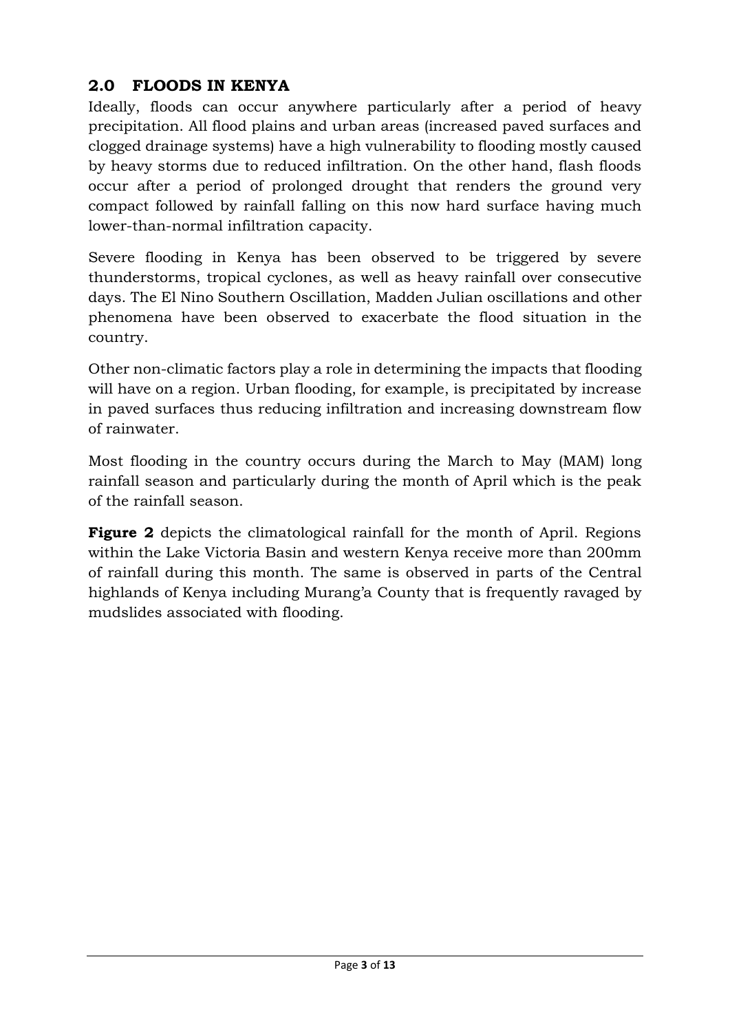## 2.0 FLOODS IN KENYA

Ideally, floods can occur anywhere particularly after a period of heavy precipitation. All flood plains and urban areas (increased paved surfaces and clogged drainage systems) have a high vulnerability to flooding mostly caused by heavy storms due to reduced infiltration. On the other hand, flash floods occur after a period of prolonged drought that renders the ground very compact followed by rainfall falling on this now hard surface having much lower-than-normal infiltration capacity.

Severe flooding in Kenya has been observed to be triggered by severe thunderstorms, tropical cyclones, as well as heavy rainfall over consecutive days. The El Nino Southern Oscillation, Madden Julian oscillations and other phenomena have been observed to exacerbate the flood situation in the country.

Other non-climatic factors play a role in determining the impacts that flooding will have on a region. Urban flooding, for example, is precipitated by increase in paved surfaces thus reducing infiltration and increasing downstream flow of rainwater.

Most flooding in the country occurs during the March to May (MAM) long rainfall season and particularly during the month of April which is the peak of the rainfall season.

**Figure 2** depicts the climatological rainfall for the month of April. Regions within the Lake Victoria Basin and western Kenya receive more than 200mm of rainfall during this month. The same is observed in parts of the Central highlands of Kenya including Murang'a County that is frequently ravaged by mudslides associated with flooding.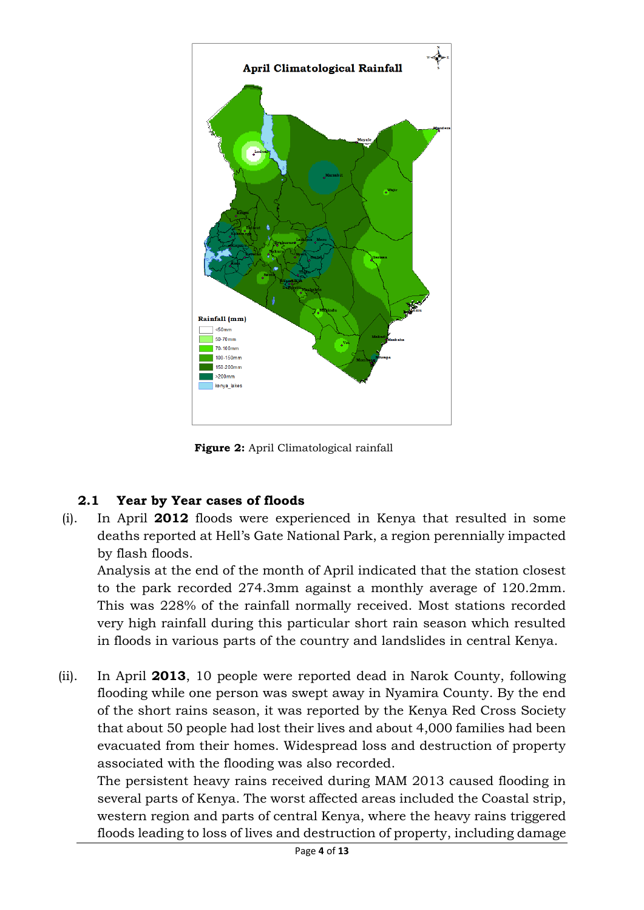**Figure 2:** April Climatological rainfall

## 2.1 Year by Year cases of floods

(i). In April **2012** floods were experienced in Kenya that resulted in some deaths reported at Hell's Gate National Park, a region perennially impacted by flash floods.

Analysis at the end of the month of April indicated that the station closest to the park recorded 274.3mm against a monthly average of 120.2mm. This was 228% of the rainfall normally received. Most stations recorded very high rainfall during this particular short rain season which resulted in floods in various parts of the country and landslides in central Kenya.

(ii). In April **2013**, 10 people were reported dead in Narok County, following flooding while one person was swept away in Nyamira County. By the end of the short rains season, it was reported by the Kenya Red Cross Society that about 50 people had lost their lives and about 4,000 families had been evacuated from their homes. Widespread loss and destruction of property associated with the flooding was also recorded.

The persistent heavy rains received during MAM 2013 caused flooding in several parts of Kenya. The worst affected areas included the Coastal strip, western region and parts of central Kenya, where the heavy rains triggered floods leading to loss of lives and destruction of property, including damage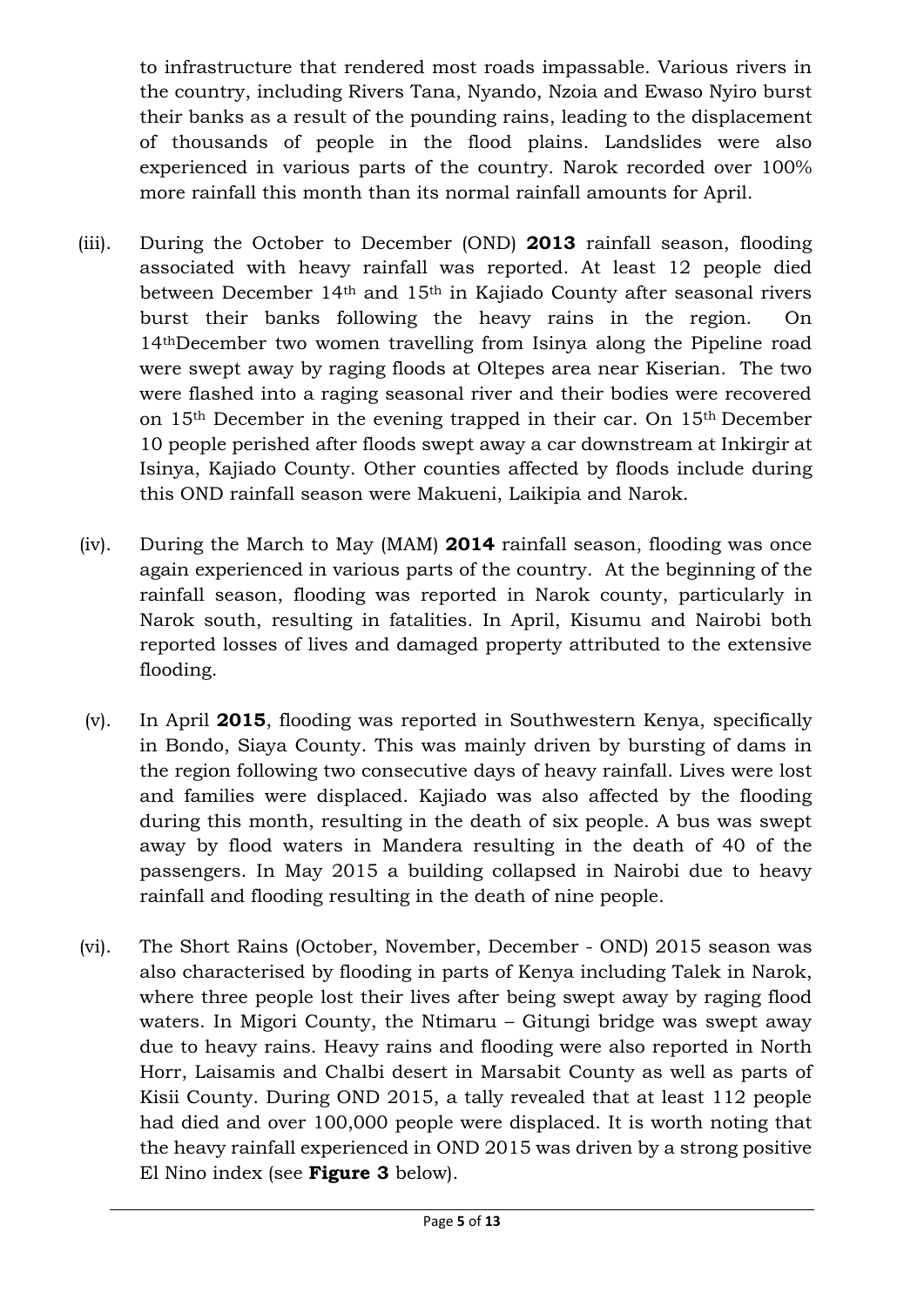to infrastructure that rendered most roads impassable. Various rivers in the country, including Rivers Tana, Nyando, Nzoia and Ewaso Nyiro burst their banks as a result of the pounding rains, leading to the displacement of thousands of people in the flood plains. Landslides were also experienced in various parts of the country. Narok recorded over 100% more rainfall this month than its normal rainfall amounts for April.

(iii). During the October to December (OND) **2013** rainfall season, flooding associated with heavy rainfall was reported. At least 12 people died between December 14th and 15th in Kajiado County after seasonal rivers burst their banks following the heavy rains in the region. On 14thDecember two women travelling from Isinya along the Pipeline road were swept away by raging floods at Oltepes area near Kiserian. The two were flashed into a raging seasonal river and their bodies were recovered on 15th December in the evening trapped in their car. On 15th December 10 people perished after floods swept away a car downstream at Inkirgir at Isinya, Kajiado County. Other counties affected by floods include during this OND rainfall season were Makueni, Laikipia and Narok.

(iv). During the March to May (MAM) **2014** rainfall season, flooding was once again experienced in various parts of the country. At the beginning of the rainfall season, flooding was reported in Narok county, particularly in Narok south, resulting in fatalities. In April, Kisumu and Nairobi both reported losses of lives and damaged property attributed to the extensive flooding.

(v). In April **2015**, flooding was reported in Southwestern Kenya, specifically in Bondo, Siaya County. This was mainly driven by bursting of dams in the region following two consecutive days of heavy rainfall. Lives were lost and families were displaced. Kajiado was also affected by the flooding during this month, resulting in the death of six people. A bus was swept away by flood waters in Mandera resulting in the death of 40 of the passengers. In May 2015 a building collapsed in Nairobi due to heavy rainfall and flooding resulting in the death of nine people.

(vi). The Short Rains (October, November, December - OND) 2015 season was also characterised by flooding in parts of Kenya including Talek in Narok, where three people lost their lives after being swept away by raging flood waters. In Migori County, the Ntimaru – Gitungi bridge was swept away due to heavy rains. Heavy rains and flooding were also reported in North Horr, Laisamis and Chalbi desert in Marsabit County as well as parts of Kisii County. During OND 2015, a tally revealed that at least 112 people had died and over 100,000 people were displaced. It is worth noting that the heavy rainfall experienced in OND 2015 was driven by a strong positive El Nino index (see **Figure 3** below).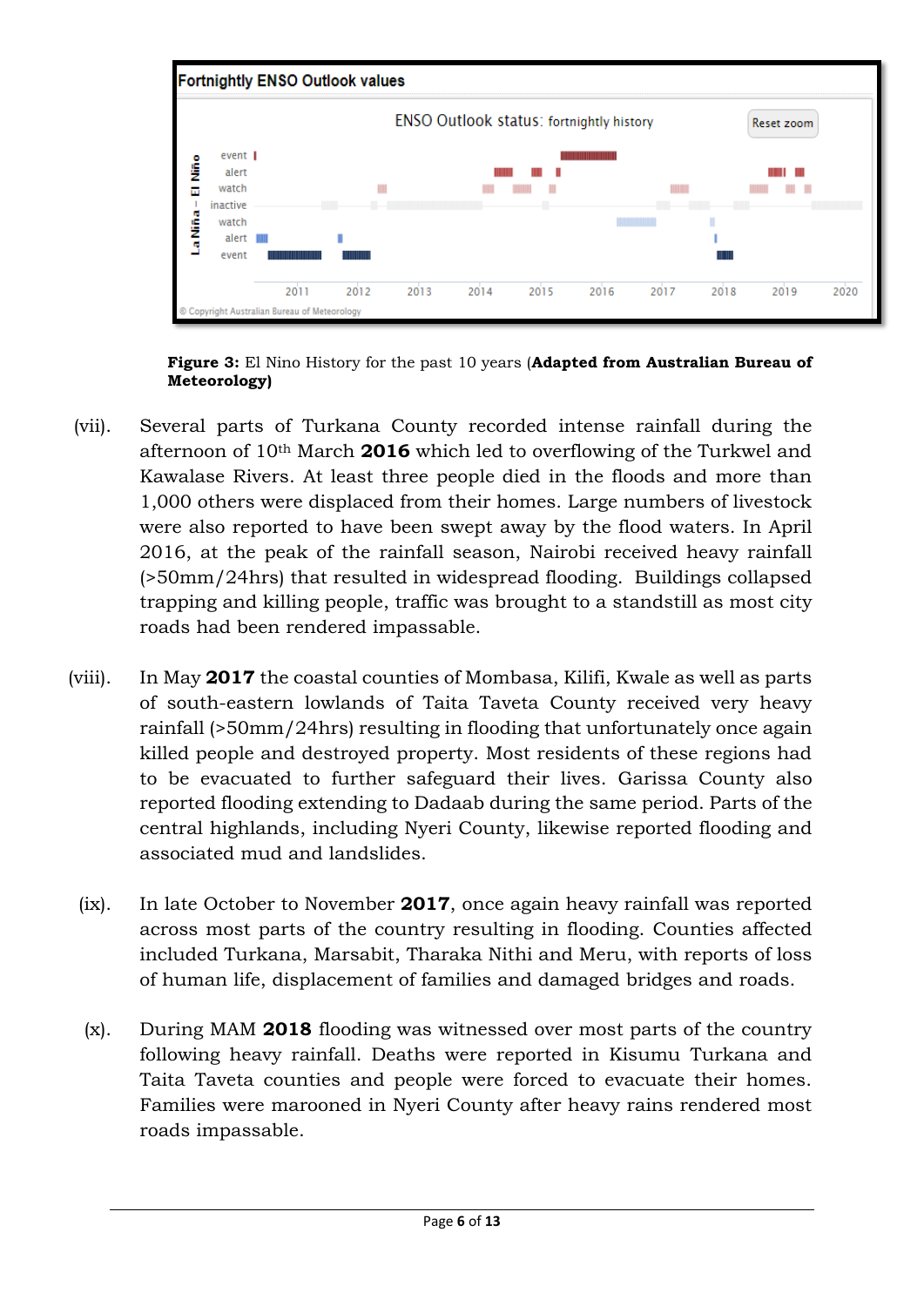**Figure 3:** El Nino History for the past 10 years (**Adapted from Australian Bureau of Meteorology)**

(vii). Several parts of Turkana County recorded intense rainfall during the afternoon of 10th March **2016** which led to overflowing of the Turkwel and Kawalase Rivers. At least three people died in the floods and more than 1,000 others were displaced from their homes. Large numbers of livestock were also reported to have been swept away by the flood waters. In April 2016, at the peak of the rainfall season, Nairobi received heavy rainfall (>50mm/24hrs) that resulted in widespread flooding. Buildings collapsed trapping and killing people, traffic was brought to a standstill as most city roads had been rendered impassable.

(viii). In May **2017** the coastal counties of Mombasa, Kilifi, Kwale as well as parts of south-eastern lowlands of Taita Taveta County received very heavy rainfall (>50mm/24hrs) resulting in flooding that unfortunately once again killed people and destroyed property. Most residents of these regions had to be evacuated to further safeguard their lives. Garissa County also reported flooding extending to Dadaab during the same period. Parts of the central highlands, including Nyeri County, likewise reported flooding and associated mud and landslides.

(ix). In late October to November **2017**, once again heavy rainfall was reported across most parts of the country resulting in flooding. Counties affected included Turkana, Marsabit, Tharaka Nithi and Meru, with reports of loss of human life, displacement of families and damaged bridges and roads.

(x). During MAM **2018** flooding was witnessed over most parts of the country following heavy rainfall. Deaths were reported in Kisumu Turkana and Taita Taveta counties and people were forced to evacuate their homes. Families were marooned in Nyeri County after heavy rains rendered most roads impassable.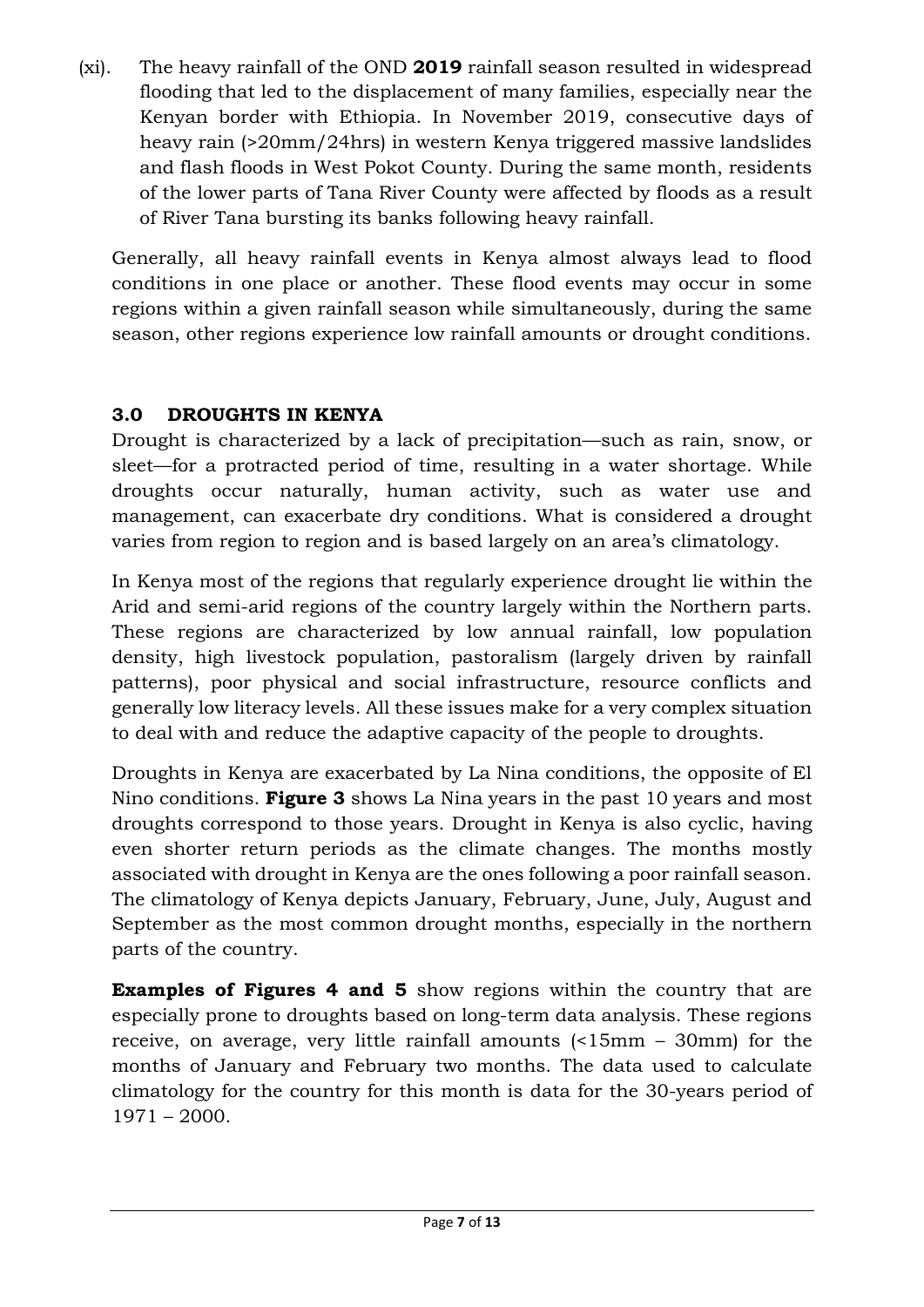(xi). The heavy rainfall of the OND **2019** rainfall season resulted in widespread flooding that led to the displacement of many families, especially near the Kenyan border with Ethiopia. In November 2019, consecutive days of heavy rain (>20mm/24hrs) in western Kenya triggered massive landslides and flash floods in West Pokot County. During the same month, residents of the lower parts of Tana River County were affected by floods as a result of River Tana bursting its banks following heavy rainfall.

Generally, all heavy rainfall events in Kenya almost always lead to flood conditions in one place or another. These flood events may occur in some regions within a given rainfall season while simultaneously, during the same season, other regions experience low rainfall amounts or drought conditions.

## 3.0 DROUGHTS IN KENYA

Drought is characterized by a lack of precipitation—such as rain, snow, or sleet—for a protracted period of time, resulting in a water shortage. While droughts occur naturally, human activity, such as water use and management, can exacerbate dry conditions. What is considered a drought varies from region to region and is based largely on an area's climatology.

In Kenya most of the regions that regularly experience drought lie within the Arid and semi-arid regions of the country largely within the Northern parts. These regions are characterized by low annual rainfall, low population density, high livestock population, pastoralism (largely driven by rainfall patterns), poor physical and social infrastructure, resource conflicts and generally low literacy levels. All these issues make for a very complex situation to deal with and reduce the adaptive capacity of the people to droughts.

Droughts in Kenya are exacerbated by La Nina conditions, the opposite of El Nino conditions. **Figure 3** shows La Nina years in the past 10 years and most droughts correspond to those years. Drought in Kenya is also cyclic, having even shorter return periods as the climate changes. The months mostly associated with drought in Kenya are the ones following a poor rainfall season. The climatology of Kenya depicts January, February, June, July, August and September as the most common drought months, especially in the northern parts of the country.

**Examples of Figures 4 and 5** show regions within the country that are especially prone to droughts based on long-term data analysis. These regions receive, on average, very little rainfall amounts (<15mm – 30mm) for the months of January and February two months. The data used to calculate climatology for the country for this month is data for the 30-years period of 1971 – 2000.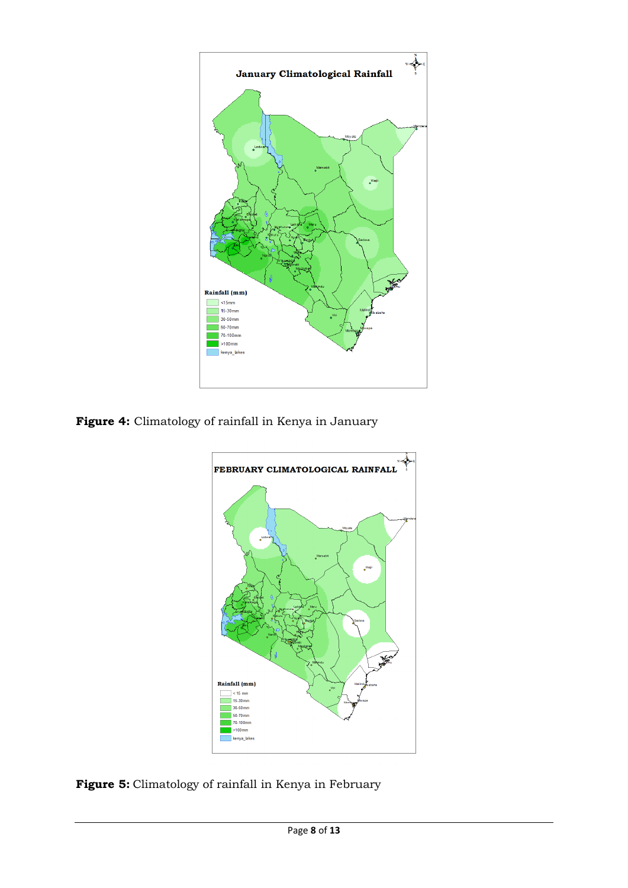**Figure 4:** Climatology of rainfall in Kenya in January

**Figure 5:** Climatology of rainfall in Kenya in February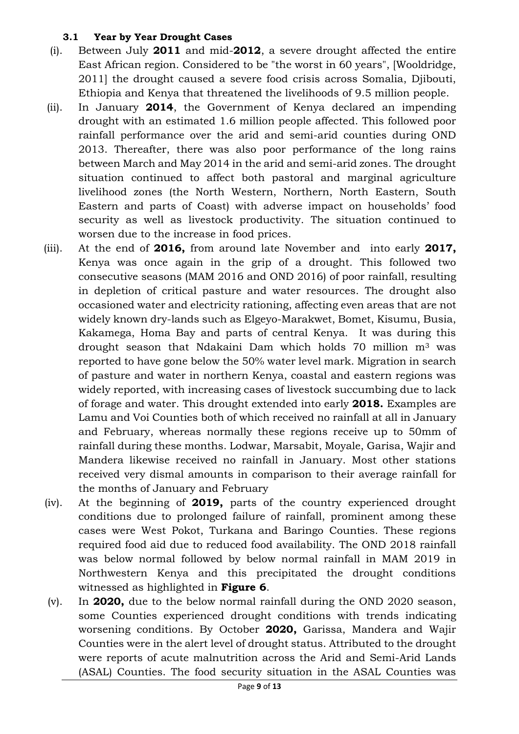### 3.1 Year by Year Drought Cases

(i). Between July **2011** and mid-**2012**, a severe drought affected the entire East African region. Considered to be "the worst in 60 years", [Wooldridge, 2011] the drought caused a severe food crisis across Somalia, Djibouti, Ethiopia and Kenya that threatened the livelihoods of 9.5 million people.

(ii). In January **2014**, the Government of Kenya declared an impending drought with an estimated 1.6 million people affected. This followed poor rainfall performance over the arid and semi-arid counties during OND 2013. Thereafter, there was also poor performance of the long rains between March and May 2014 in the arid and semi-arid zones. The drought situation continued to affect both pastoral and marginal agriculture livelihood zones (the North Western, Northern, North Eastern, South Eastern and parts of Coast) with adverse impact on households' food security as well as livestock productivity. The situation continued to worsen due to the increase in food prices.

(iii). At the end of **2016,** from around late November and into early **2017,** Kenya was once again in the grip of a drought. This followed two consecutive seasons (MAM 2016 and OND 2016) of poor rainfall, resulting in depletion of critical pasture and water resources. The drought also occasioned water and electricity rationing, affecting even areas that are not widely known dry-lands such as Elgeyo-Marakwet, Bomet, Kisumu, Busia, Kakamega, Homa Bay and parts of central Kenya. It was during this drought season that Ndakaini Dam which holds 70 million $m^3$ was reported to have gone below the 50% water level mark. Migration in search of pasture and water in northern Kenya, coastal and eastern regions was widely reported, with increasing cases of livestock succumbing due to lack of forage and water. This drought extended into early **2018.** Examples are Lamu and Voi Counties both of which received no rainfall at all in January and February, whereas normally these regions receive up to 50mm of rainfall during these months. Lodwar, Marsabit, Moyale, Garisa, Wajir and Mandera likewise received no rainfall in January. Most other stations received very dismal amounts in comparison to their average rainfall for the months of January and February

(iv). At the beginning of **2019,** parts of the country experienced drought conditions due to prolonged failure of rainfall, prominent among these cases were West Pokot, Turkana and Baringo Counties. These regions required food aid due to reduced food availability. The OND 2018 rainfall was below normal followed by below normal rainfall in MAM 2019 in Northwestern Kenya and this precipitated the drought conditions witnessed as highlighted in **Figure 6**.

(v). In **2020,** due to the below normal rainfall during the OND 2020 season, some Counties experienced drought conditions with trends indicating worsening conditions. By October **2020,** Garissa, Mandera and Wajir Counties were in the alert level of drought status. Attributed to the drought were reports of acute malnutrition across the Arid and Semi-Arid Lands (ASAL) Counties. The food security situation in the ASAL Counties was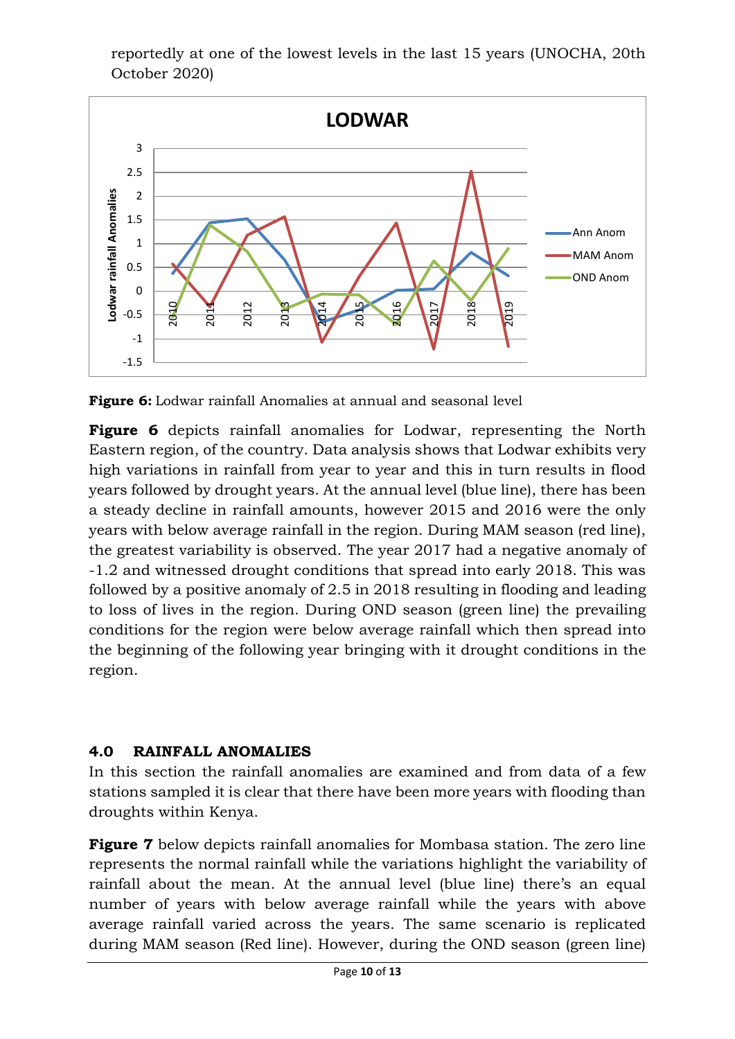reportedly at one of the lowest levels in the last 15 years (UNOCHA, 20th October 2020)

**Figure 6:** Lodwar rainfall Anomalies at annual and seasonal level

**Figure 6** depicts rainfall anomalies for Lodwar, representing the North Eastern region, of the country. Data analysis shows that Lodwar exhibits very high variations in rainfall from year to year and this in turn results in flood years followed by drought years. At the annual level (blue line), there has been a steady decline in rainfall amounts, however 2015 and 2016 were the only years with below average rainfall in the region. During MAM season (red line), the greatest variability is observed. The year 2017 had a negative anomaly of -1.2 and witnessed drought conditions that spread into early 2018. This was followed by a positive anomaly of 2.5 in 2018 resulting in flooding and leading to loss of lives in the region. During OND season (green line) the prevailing conditions for the region were below average rainfall which then spread into the beginning of the following year bringing with it drought conditions in the region.

## 4.0 RAINFALL ANOMALIES

In this section the rainfall anomalies are examined and from data of a few stations sampled it is clear that there have been more years with flooding than droughts within Kenya.

**Figure 7** below depicts rainfall anomalies for Mombasa station. The zero line represents the normal rainfall while the variations highlight the variability of rainfall about the mean. At the annual level (blue line) there's an equal number of years with below average rainfall while the years with above average rainfall varied across the years. The same scenario is replicated during MAM season (Red line). However, during the OND season (green line)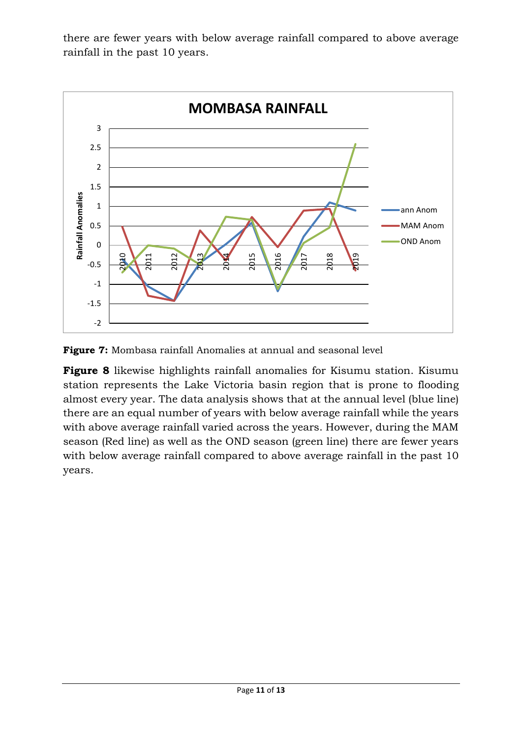there are fewer years with below average rainfall compared to above average rainfall in the past 10 years.

**Figure 7:** Mombasa rainfall Anomalies at annual and seasonal level

**Figure 8** likewise highlights rainfall anomalies for Kisumu station. Kisumu station represents the Lake Victoria basin region that is prone to flooding almost every year. The data analysis shows that at the annual level (blue line) there are an equal number of years with below average rainfall while the years with above average rainfall varied across the years. However, during the MAM season (Red line) as well as the OND season (green line) there are fewer years with below average rainfall compared to above average rainfall in the past 10 years.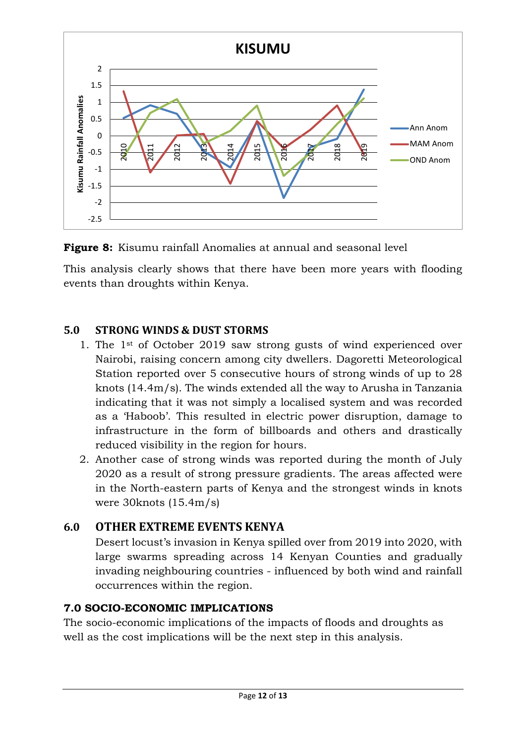**Figure 8:** Kisumu rainfall Anomalies at annual and seasonal level

This analysis clearly shows that there have been more years with flooding events than droughts within Kenya.

## 5.0 STRONG WINDS & DUST STORMS

1. The 1st of October 2019 saw strong gusts of wind experienced over Nairobi, raising concern among city dwellers. Dagoretti Meteorological Station reported over 5 consecutive hours of strong winds of up to 28 knots (14.4m/s). The winds extended all the way to Arusha in Tanzania indicating that it was not simply a localised system and was recorded as a 'Haboob'. This resulted in electric power disruption, damage to infrastructure in the form of billboards and others and drastically reduced visibility in the region for hours.
2. Another case of strong winds was reported during the month of July 2020 as a result of strong pressure gradients. The areas affected were in the North-eastern parts of Kenya and the strongest winds in knots were 30knots (15.4m/s)

## 6.0 OTHER EXTREME EVENTS KENYA

Desert locust's invasion in Kenya spilled over from 2019 into 2020, with large swarms spreading across 14 Kenyan Counties and gradually invading neighbouring countries - influenced by both wind and rainfall occurrences within the region.

## 7.0 SOCIO-ECONOMIC IMPLICATIONS

The socio-economic implications of the impacts of floods and droughts as well as the cost implications will be the next step in this analysis.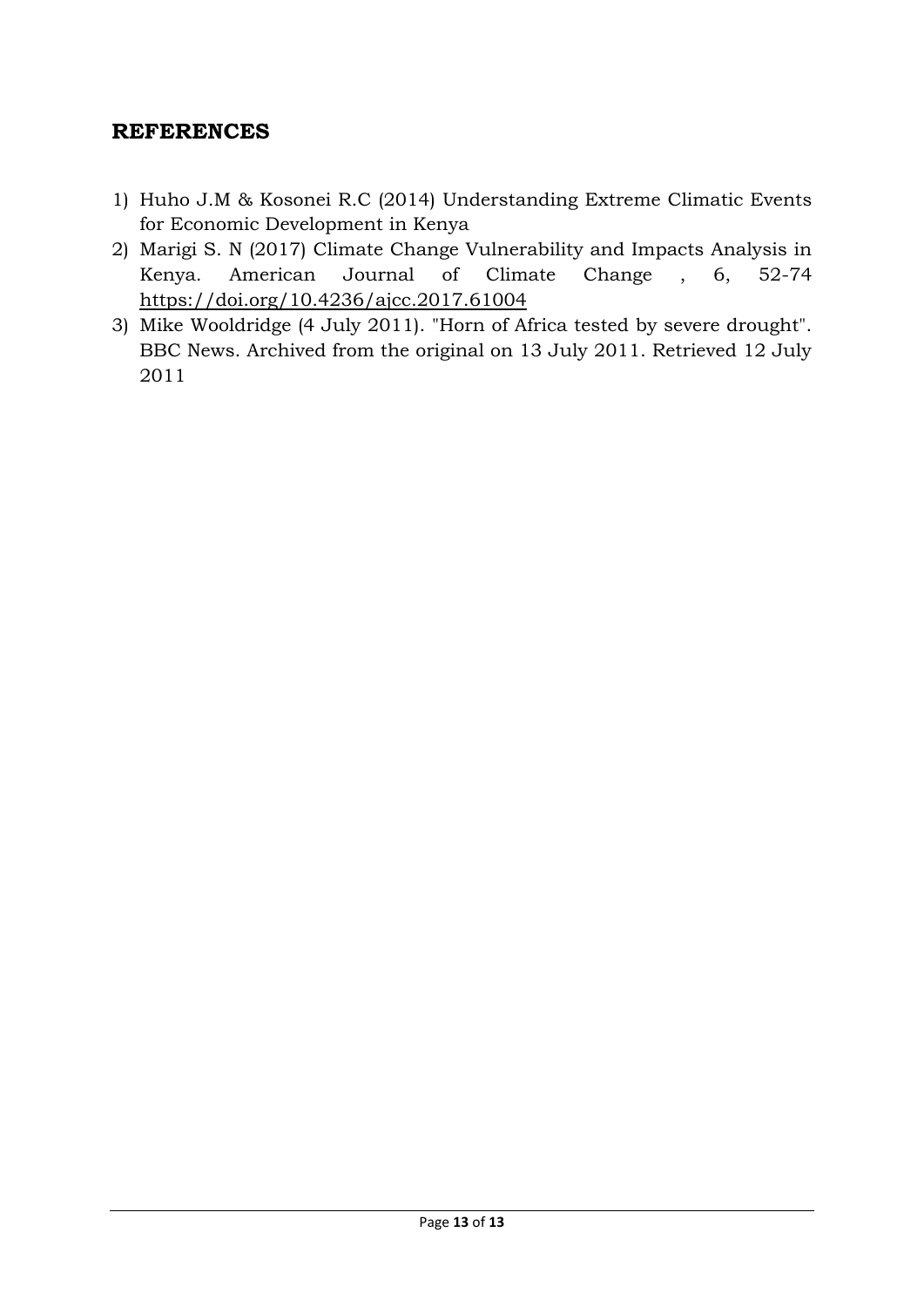## REFERENCES

1) Huho J.M & Kosonei R.C (2014) Understanding Extreme Climatic Events for Economic Development in Kenya
2) Marigi S. N (2017) Climate Change Vulnerability and Impacts Analysis in Kenya. American Journal of Climate Change , 6, 52-74 https://doi.org/10.4236/ajcc.2017.61004
3) Mike Wooldridge (4 July 2011). "Horn of Africa tested by severe drought". BBC News. Archived from the original on 13 July 2011. Retrieved 12 July 2011